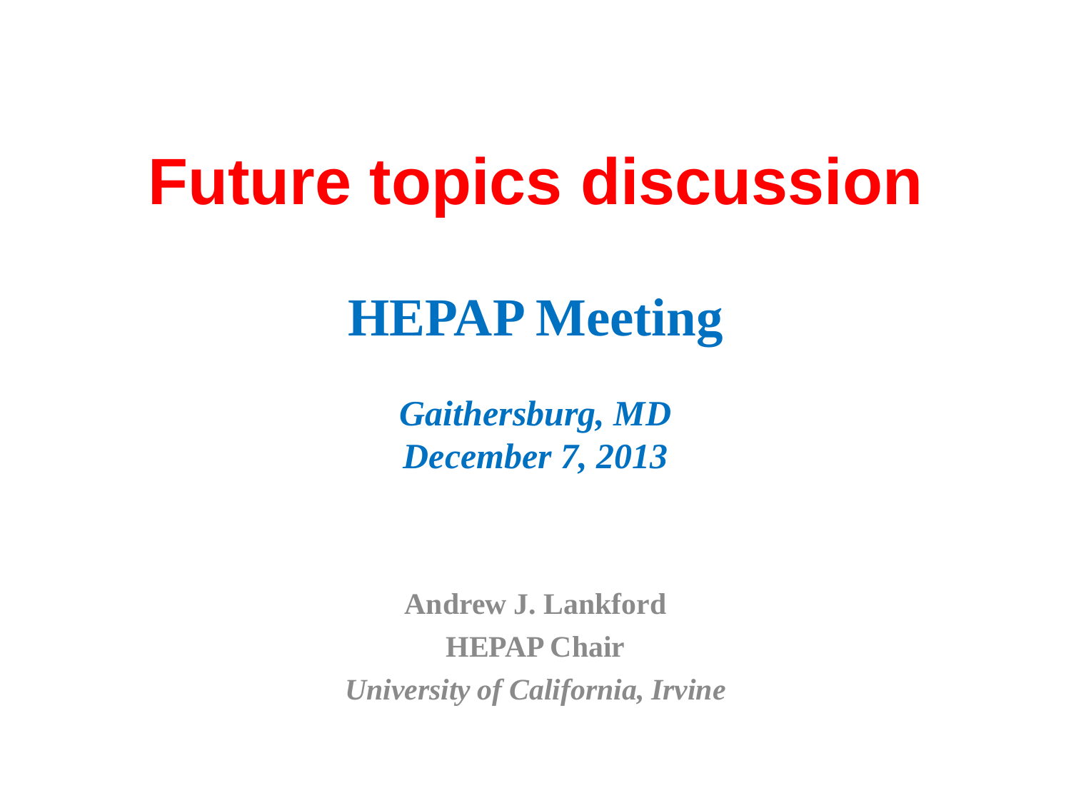# Future topics discussion

## HEPAP Meeting

***Gaithersburg, MD***
***December 7, 2013***

**Andrew J. Lankford**

**HEPAP Chair**

***University of California, Irvine***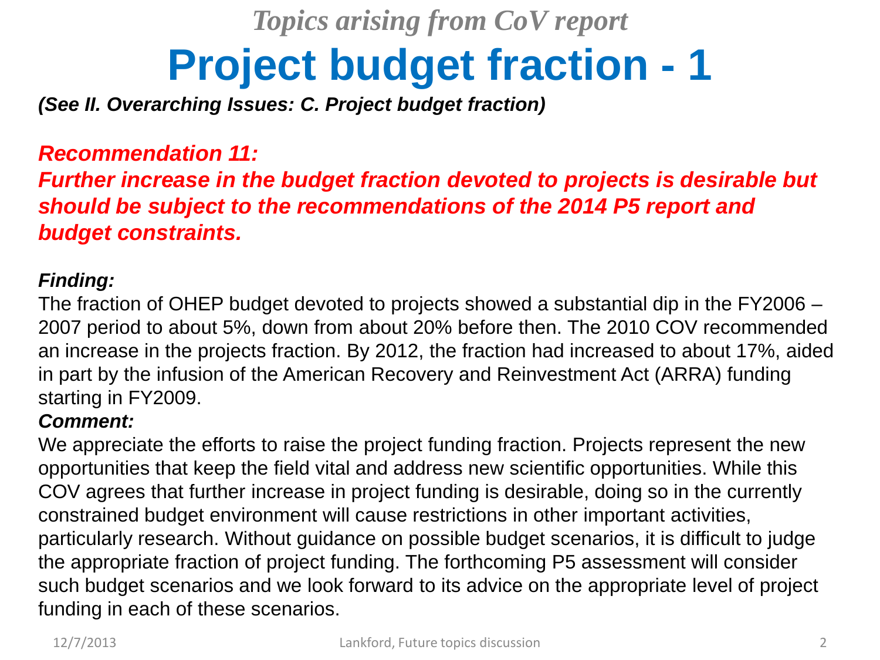*Topics arising from CoV report*

# Project budget fraction - 1

***(See II. Overarching Issues: C. Project budget fraction)***

***Recommendation 11:***
***Further increase in the budget fraction devoted to projects is desirable but should be subject to the recommendations of the 2014 P5 report and budget constraints.***

***Finding:***
The fraction of OHEP budget devoted to projects showed a substantial dip in the FY2006 – 2007 period to about 5%, down from about 20% before then. The 2010 COV recommended an increase in the projects fraction. By 2012, the fraction had increased to about 17%, aided in part by the infusion of the American Recovery and Reinvestment Act (ARRA) funding starting in FY2009.

***Comment:***
We appreciate the efforts to raise the project funding fraction. Projects represent the new opportunities that keep the field vital and address new scientific opportunities. While this COV agrees that further increase in project funding is desirable, doing so in the currently constrained budget environment will cause restrictions in other important activities, particularly research. Without guidance on possible budget scenarios, it is difficult to judge the appropriate fraction of project funding. The forthcoming P5 assessment will consider such budget scenarios and we look forward to its advice on the appropriate level of project funding in each of these scenarios.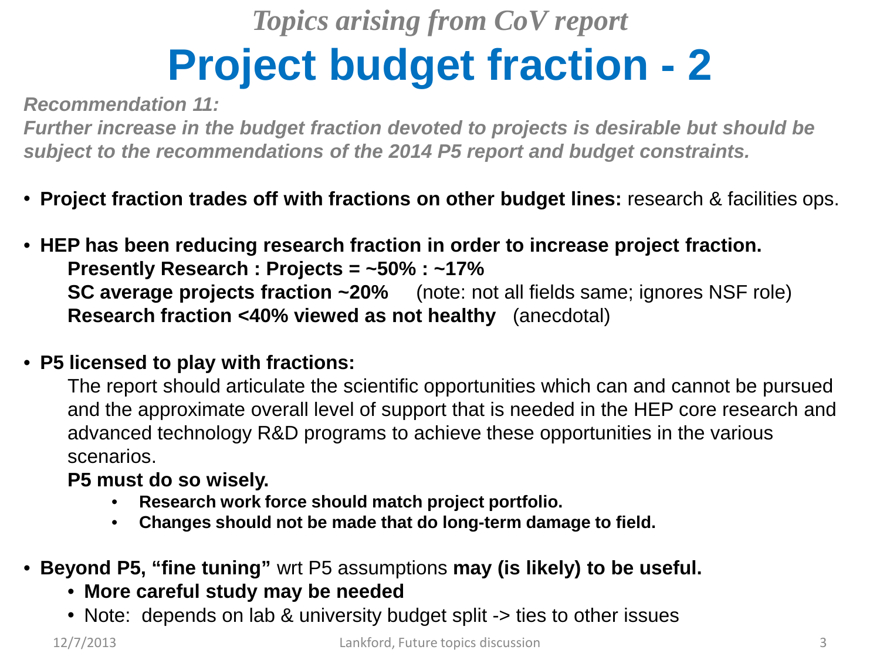*Topics arising from CoV report*

# Project budget fraction - 2

***Recommendation 11:***
***Further increase in the budget fraction devoted to projects is desirable but should be subject to the recommendations of the 2014 P5 report and budget constraints.***

- **Project fraction trades off with fractions on other budget lines:** research & facilities ops.
- **HEP has been reducing research fraction in order to increase project fraction.**
  **Presently Research : Projects = ~50% : ~17%**
  **SC average projects fraction ~20%** (note: not all fields same; ignores NSF role)
  **Research fraction <40% viewed as not healthy** (anecdotal)
- **P5 licensed to play with fractions:**
  The report should articulate the scientific opportunities which can and cannot be pursued and the approximate overall level of support that is needed in the HEP core research and advanced technology R&D programs to achieve these opportunities in the various scenarios.
  **P5 must do so wisely.**
    - **Research work force should match project portfolio.**
    - **Changes should not be made that do long-term damage to field.**
- **Beyond P5, "fine tuning"** wrt P5 assumptions **may (is likely) to be useful.**
    - **More careful study may be needed**
    - Note: depends on lab & university budget split -> ties to other issues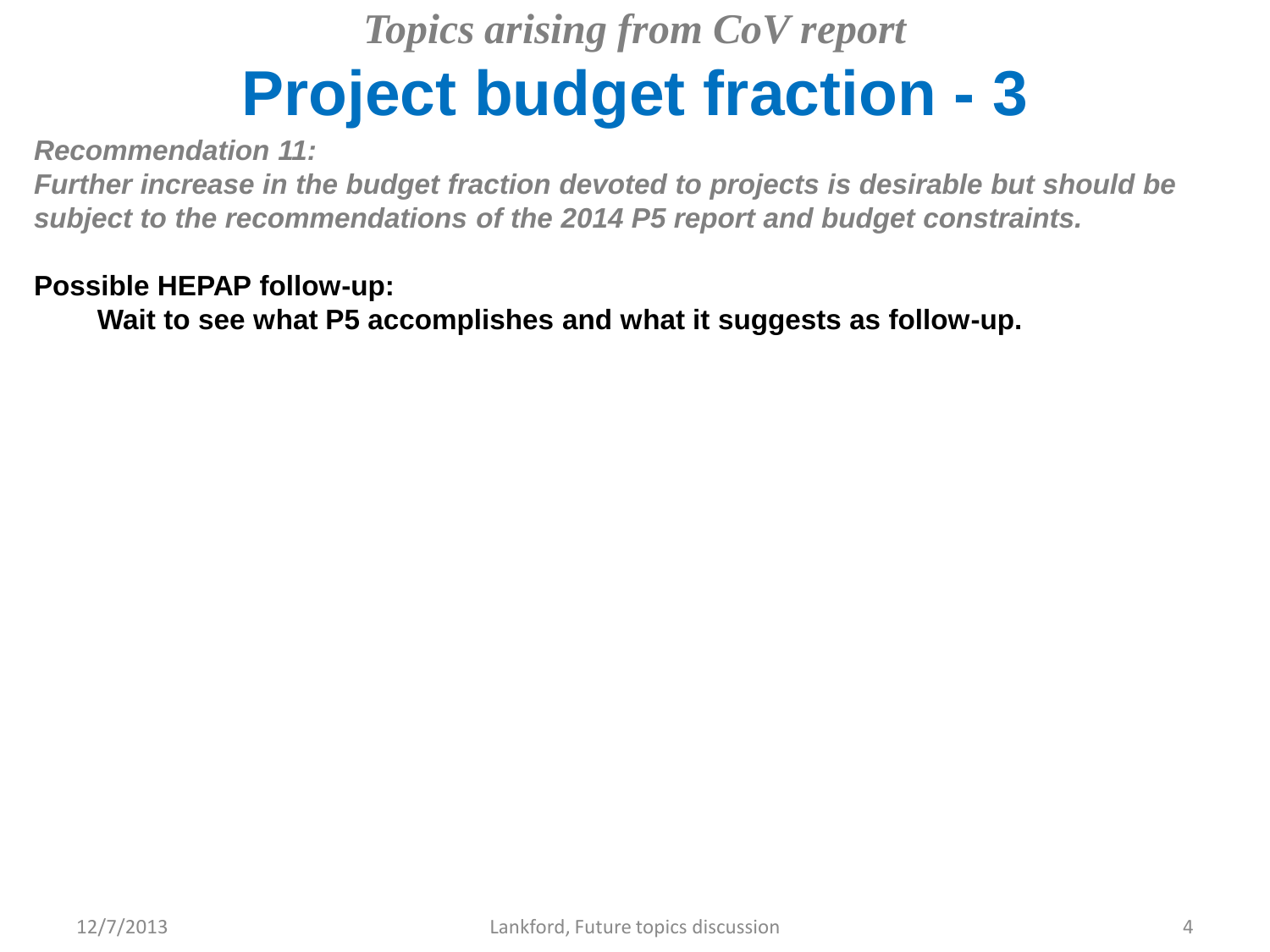*Topics arising from CoV report*

# Project budget fraction - 3

***Recommendation 11:***
***Further increase in the budget fraction devoted to projects is desirable but should be subject to the recommendations of the 2014 P5 report and budget constraints.***

**Possible HEPAP follow-up:**

**Wait to see what P5 accomplishes and what it suggests as follow-up.**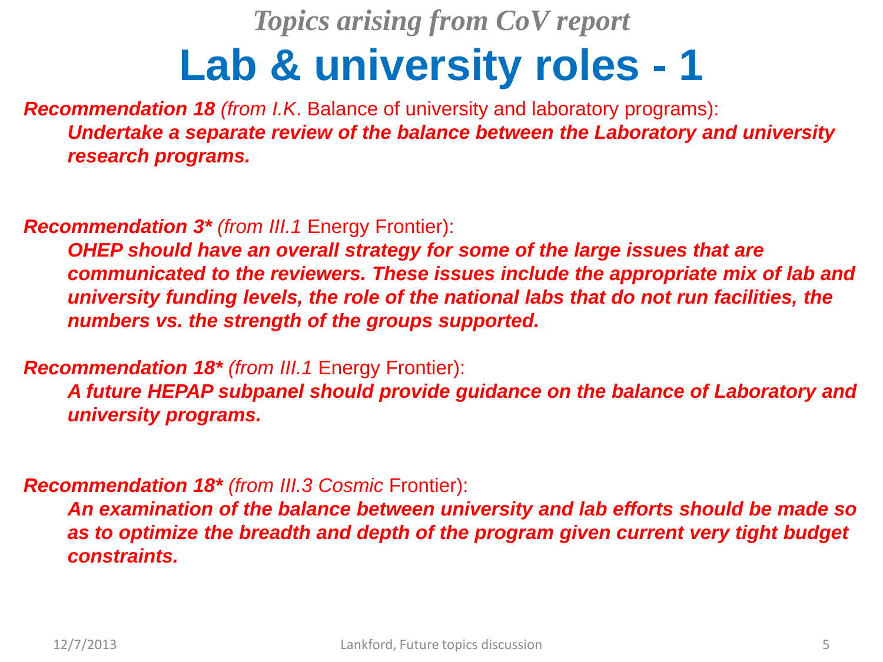*Topics arising from CoV report*

# Lab & university roles - 1

***Recommendation 18*** *(from I.K*. Balance of university and laboratory programs):

> ***Undertake a separate review of the balance between the Laboratory and university research programs.***

***Recommendation 3**** *(from III.1* Energy Frontier):

> ***OHEP should have an overall strategy for some of the large issues that are communicated to the reviewers. These issues include the appropriate mix of lab and university funding levels, the role of the national labs that do not run facilities, the numbers vs. the strength of the groups supported.***

***Recommendation 18**** *(from III.1* Energy Frontier):

> ***A future HEPAP subpanel should provide guidance on the balance of Laboratory and university programs.***

***Recommendation 18**** *(from III.3 Cosmic* Frontier):

> ***An examination of the balance between university and lab efforts should be made so as to optimize the breadth and depth of the program given current very tight budget constraints.***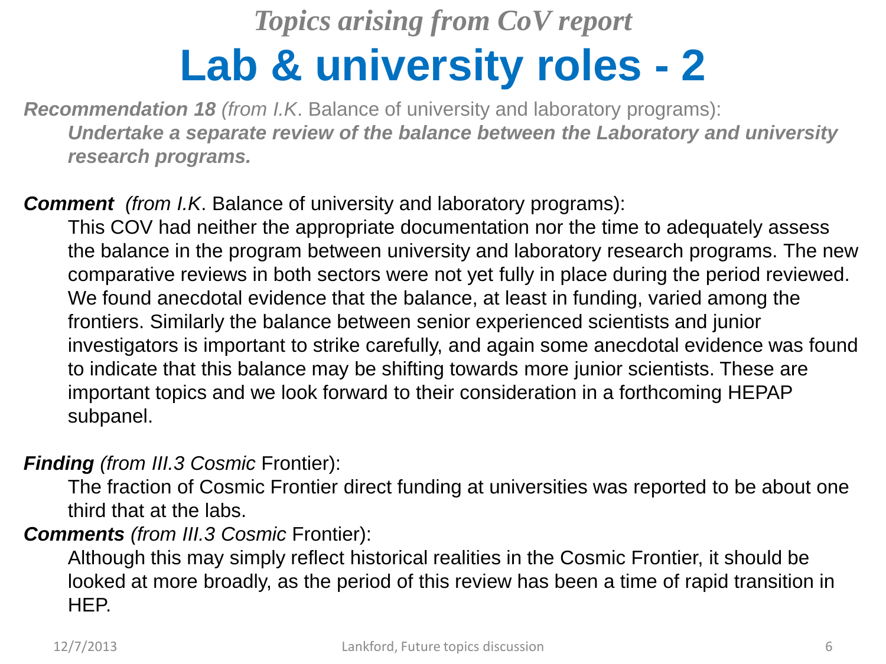*Topics arising from CoV report*

# Lab & university roles - 2

***Recommendation 18*** *(from I.K*. Balance of university and laboratory programs):

> ***Undertake a separate review of the balance between the Laboratory and university research programs.***

***Comment*** *(from I.K*. Balance of university and laboratory programs):

> This COV had neither the appropriate documentation nor the time to adequately assess the balance in the program between university and laboratory research programs. The new comparative reviews in both sectors were not yet fully in place during the period reviewed. We found anecdotal evidence that the balance, at least in funding, varied among the frontiers. Similarly the balance between senior experienced scientists and junior investigators is important to strike carefully, and again some anecdotal evidence was found to indicate that this balance may be shifting towards more junior scientists. These are important topics and we look forward to their consideration in a forthcoming HEPAP subpanel.

***Finding*** *(from III.3 Cosmic* Frontier):

> The fraction of Cosmic Frontier direct funding at universities was reported to be about one third that at the labs.

***Comments*** *(from III.3 Cosmic* Frontier):

> Although this may simply reflect historical realities in the Cosmic Frontier, it should be looked at more broadly, as the period of this review has been a time of rapid transition in HEP.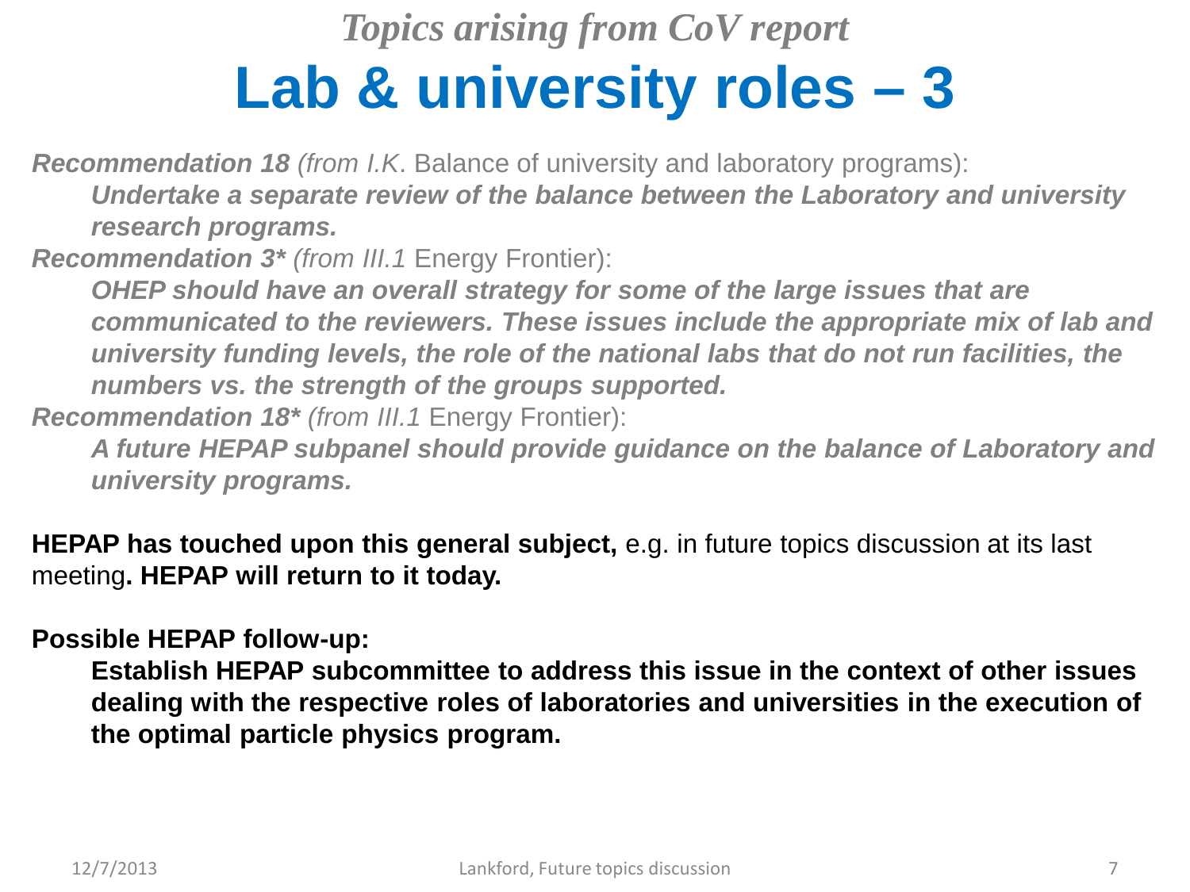*Topics arising from CoV report*

# Lab & university roles – 3

***Recommendation 18*** *(from I.K*. Balance of university and laboratory programs):

> ***Undertake a separate review of the balance between the Laboratory and university research programs.***

***Recommendation 3**** *(from III.1* Energy Frontier):

> ***OHEP should have an overall strategy for some of the large issues that are communicated to the reviewers. These issues include the appropriate mix of lab and university funding levels, the role of the national labs that do not run facilities, the numbers vs. the strength of the groups supported.***

***Recommendation 18**** *(from III.1* Energy Frontier):

> ***A future HEPAP subpanel should provide guidance on the balance of Laboratory and university programs.***

**HEPAP has touched upon this general subject,** e.g. in future topics discussion at its last meeting**. HEPAP will return to it today.**

**Possible HEPAP follow-up:**

> **Establish HEPAP subcommittee to address this issue in the context of other issues dealing with the respective roles of laboratories and universities in the execution of the optimal particle physics program.**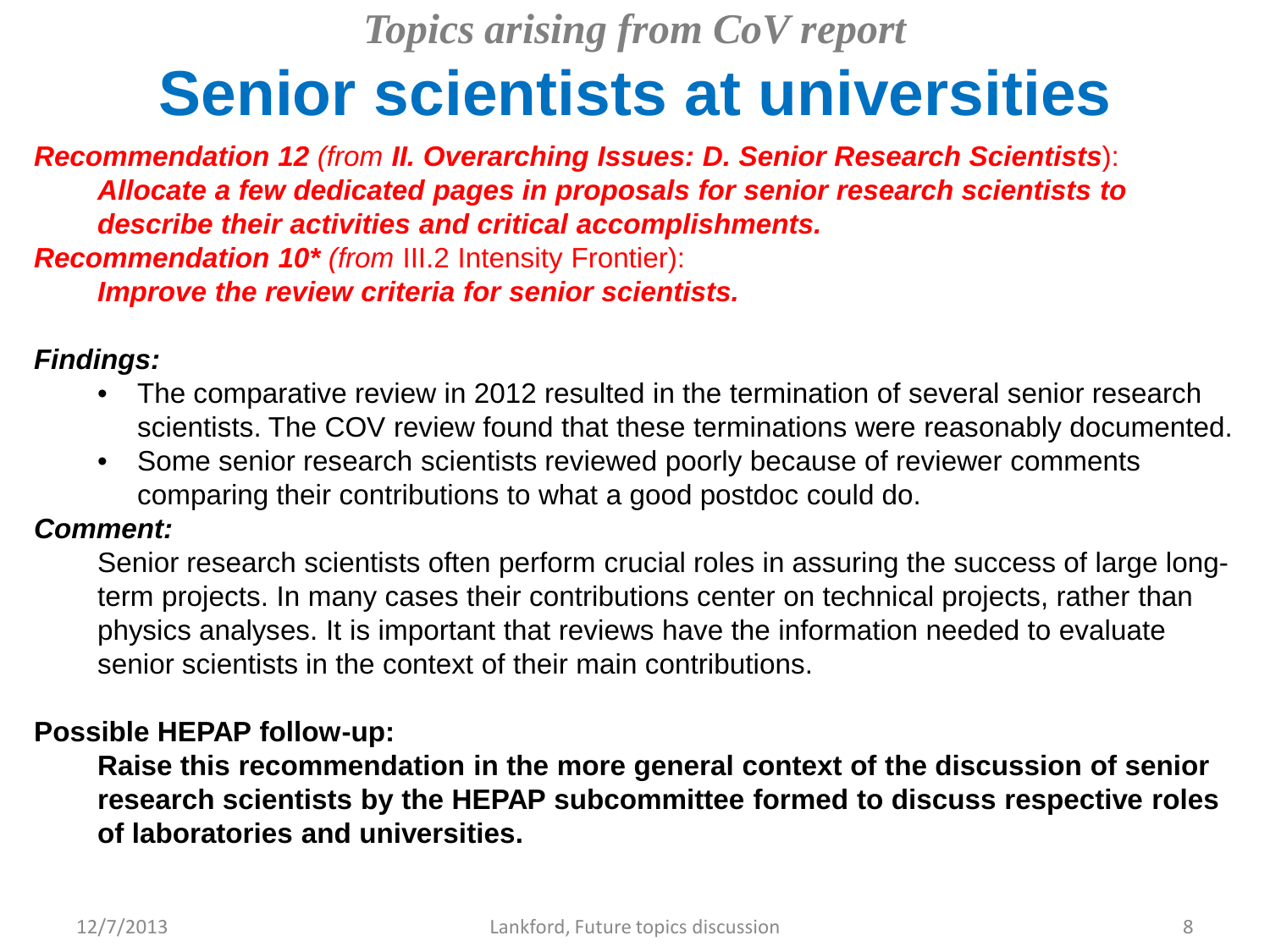*Topics arising from CoV report*

# Senior scientists at universities

***Recommendation 12** (from **II. Overarching Issues: D. Senior Research Scientists**):*

***Allocate a few dedicated pages in proposals for senior research scientists to describe their activities and critical accomplishments.***

***Recommendation 10**** *(from* III.2 Intensity Frontier):

***Improve the review criteria for senior scientists.***

***Findings:***

- The comparative review in 2012 resulted in the termination of several senior research scientists. The COV review found that these terminations were reasonably documented.
- Some senior research scientists reviewed poorly because of reviewer comments comparing their contributions to what a good postdoc could do.

***Comment:***

Senior research scientists often perform crucial roles in assuring the success of large long-term projects. In many cases their contributions center on technical projects, rather than physics analyses. It is important that reviews have the information needed to evaluate senior scientists in the context of their main contributions.

**Possible HEPAP follow-up:**

**Raise this recommendation in the more general context of the discussion of senior research scientists by the HEPAP subcommittee formed to discuss respective roles of laboratories and universities.**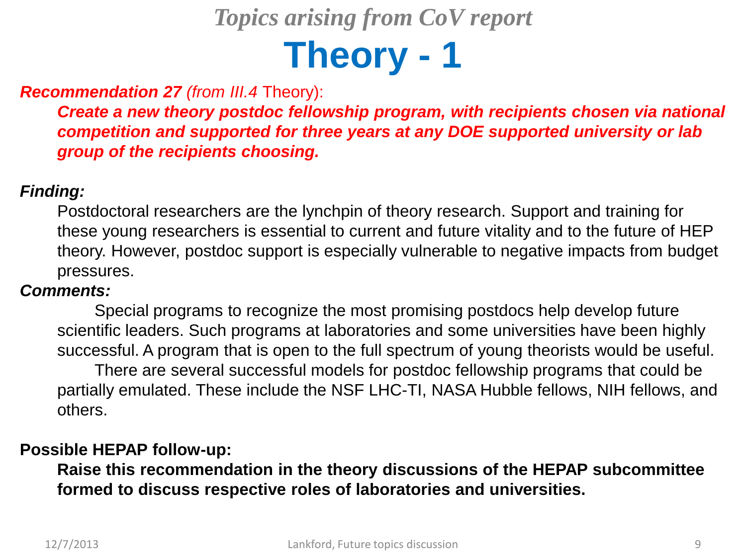*Topics arising from CoV report*

# Theory - 1

***Recommendation 27*** *(from III.4* Theory):

***Create a new theory postdoc fellowship program, with recipients chosen via national competition and supported for three years at any DOE supported university or lab group of the recipients choosing.***

***Finding:***

Postdoctoral researchers are the lynchpin of theory research. Support and training for these young researchers is essential to current and future vitality and to the future of HEP theory. However, postdoc support is especially vulnerable to negative impacts from budget pressures.

***Comments:***

Special programs to recognize the most promising postdocs help develop future scientific leaders. Such programs at laboratories and some universities have been highly successful. A program that is open to the full spectrum of young theorists would be useful.

There are several successful models for postdoc fellowship programs that could be partially emulated. These include the NSF LHC-TI, NASA Hubble fellows, NIH fellows, and others.

**Possible HEPAP follow-up:**

**Raise this recommendation in the theory discussions of the HEPAP subcommittee formed to discuss respective roles of laboratories and universities.**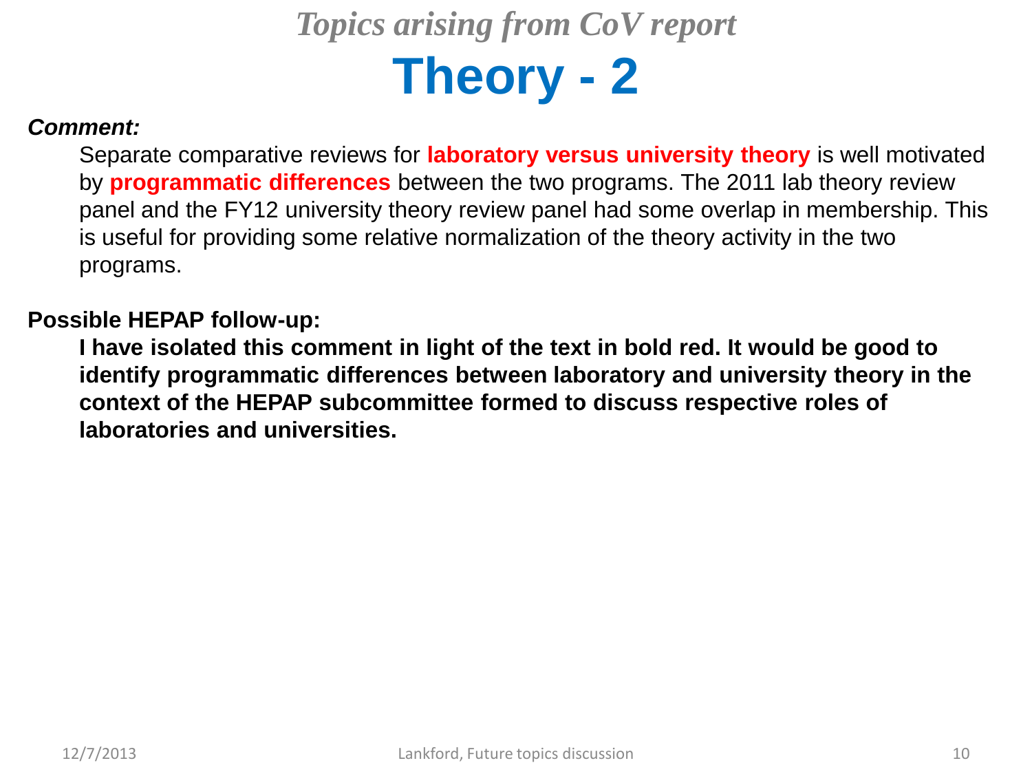*Topics arising from CoV report*

# Theory - 2

***Comment:***

Separate comparative reviews for **laboratory versus university theory** is well motivated by **programmatic differences** between the two programs. The 2011 lab theory review panel and the FY12 university theory review panel had some overlap in membership. This is useful for providing some relative normalization of the theory activity in the two programs.

**Possible HEPAP follow-up:**

**I have isolated this comment in light of the text in bold red. It would be good to identify programmatic differences between laboratory and university theory in the context of the HEPAP subcommittee formed to discuss respective roles of laboratories and universities.**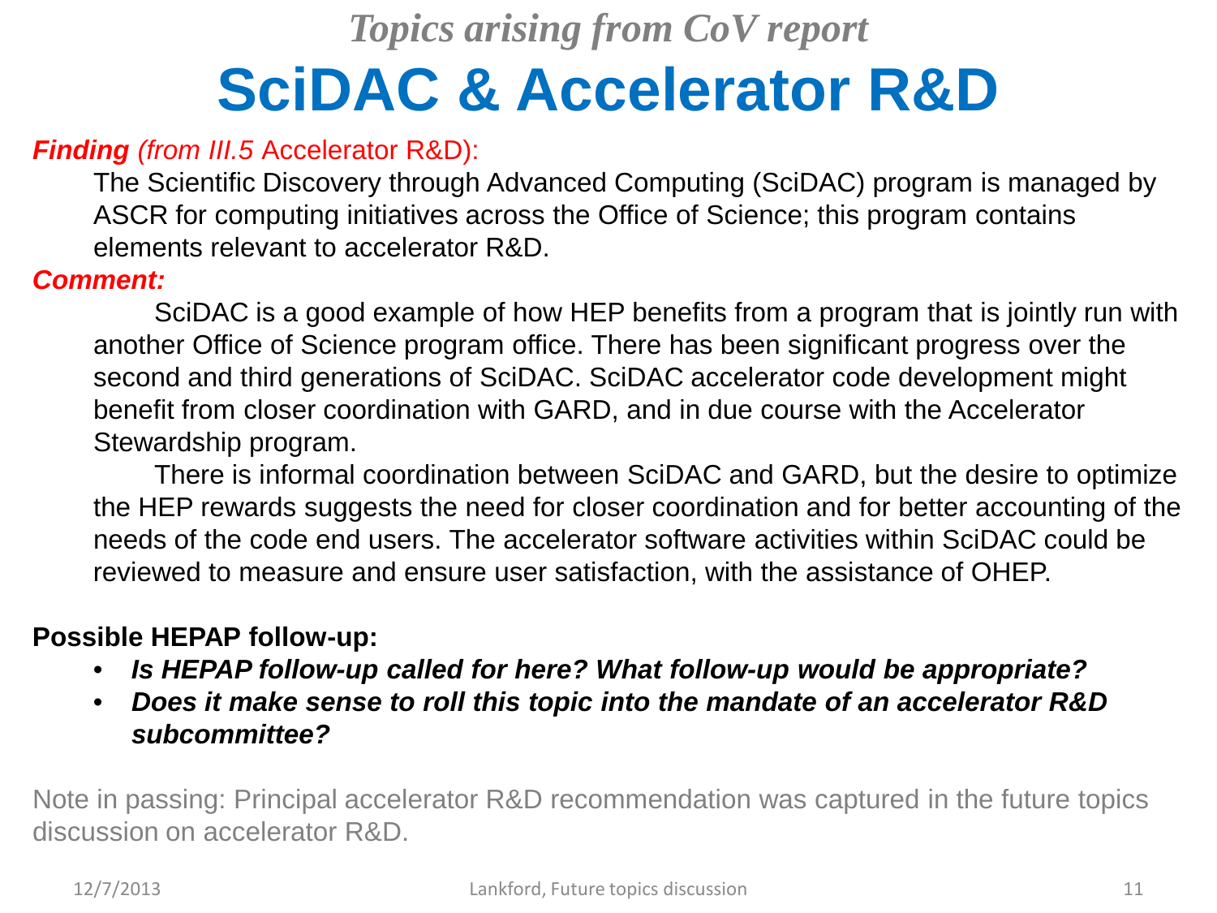*Topics arising from CoV report*

# SciDAC & Accelerator R&D

***Finding*** *(from III.5* Accelerator R&D):

The Scientific Discovery through Advanced Computing (SciDAC) program is managed by ASCR for computing initiatives across the Office of Science; this program contains elements relevant to accelerator R&D.

***Comment:***

SciDAC is a good example of how HEP benefits from a program that is jointly run with another Office of Science program office. There has been significant progress over the second and third generations of SciDAC. SciDAC accelerator code development might benefit from closer coordination with GARD, and in due course with the Accelerator Stewardship program.

There is informal coordination between SciDAC and GARD, but the desire to optimize the HEP rewards suggests the need for closer coordination and for better accounting of the needs of the code end users. The accelerator software activities within SciDAC could be reviewed to measure and ensure user satisfaction, with the assistance of OHEP.

**Possible HEPAP follow-up:**

- ***Is HEPAP follow-up called for here? What follow-up would be appropriate?***
- ***Does it make sense to roll this topic into the mandate of an accelerator R&D subcommittee?***

Note in passing: Principal accelerator R&D recommendation was captured in the future topics discussion on accelerator R&D.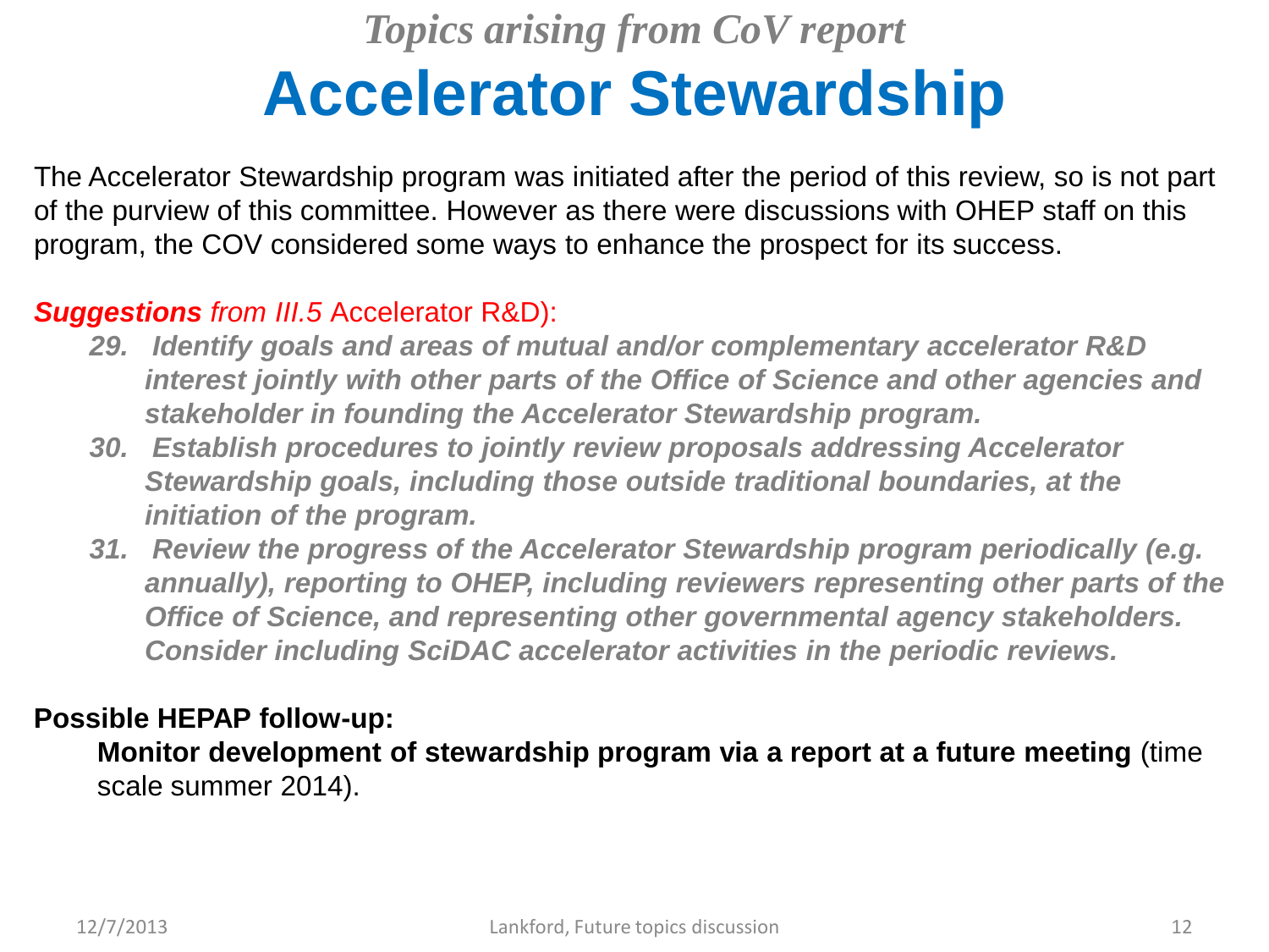*Topics arising from CoV report*

# Accelerator Stewardship

The Accelerator Stewardship program was initiated after the period of this review, so is not part of the purview of this committee. However as there were discussions with OHEP staff on this program, the COV considered some ways to enhance the prospect for its success.

***Suggestions*** *from III.5* Accelerator R&D):

29. ***Identify goals and areas of mutual and/or complementary accelerator R&D interest jointly with other parts of the Office of Science and other agencies and stakeholder in founding the Accelerator Stewardship program.***
30. ***Establish procedures to jointly review proposals addressing Accelerator Stewardship goals, including those outside traditional boundaries, at the initiation of the program.***
31. ***Review the progress of the Accelerator Stewardship program periodically (e.g. annually), reporting to OHEP, including reviewers representing other parts of the Office of Science, and representing other governmental agency stakeholders. Consider including SciDAC accelerator activities in the periodic reviews.***

**Possible HEPAP follow-up:**

**Monitor development of stewardship program via a report at a future meeting** (time scale summer 2014).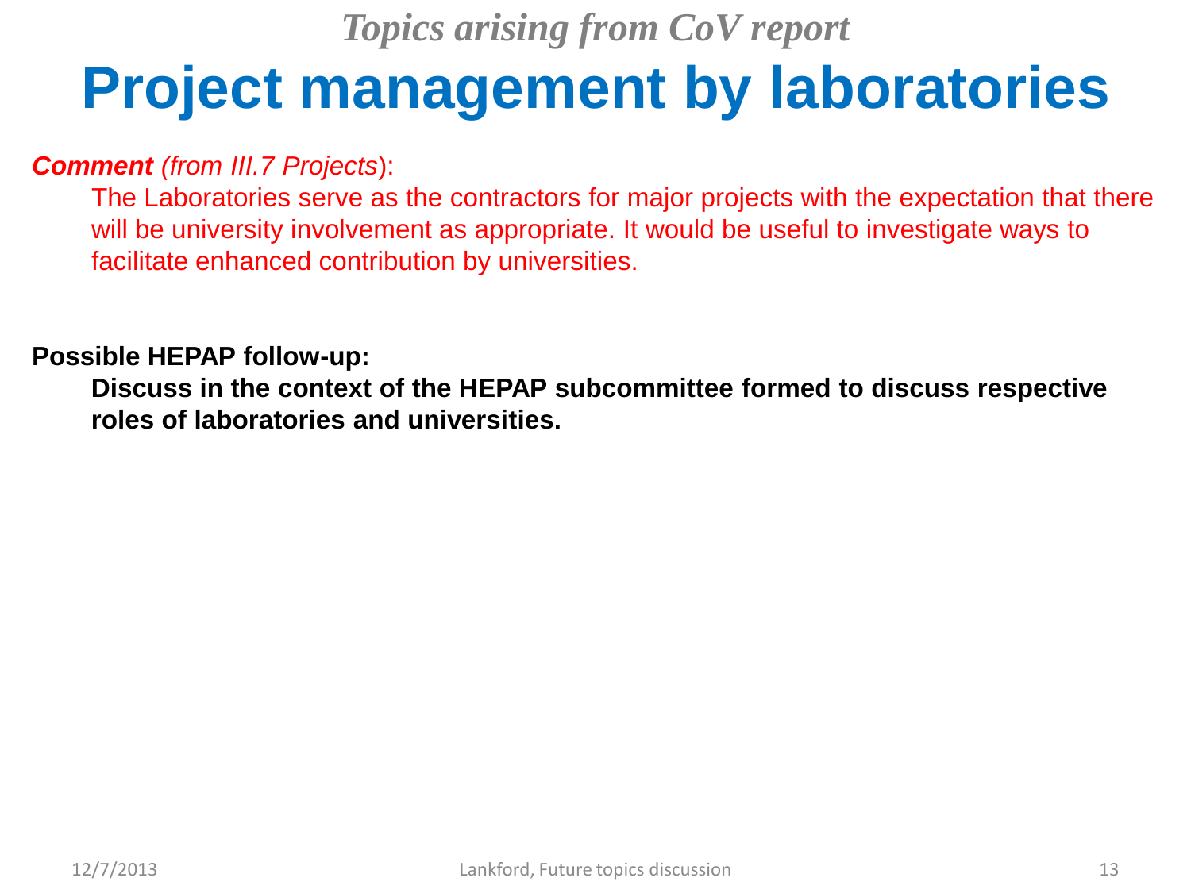*Topics arising from CoV report*

# Project management by laboratories

***Comment*** *(from III.7 Projects)*:

The Laboratories serve as the contractors for major projects with the expectation that there will be university involvement as appropriate. It would be useful to investigate ways to facilitate enhanced contribution by universities.

**Possible HEPAP follow-up:**

**Discuss in the context of the HEPAP subcommittee formed to discuss respective roles of laboratories and universities.**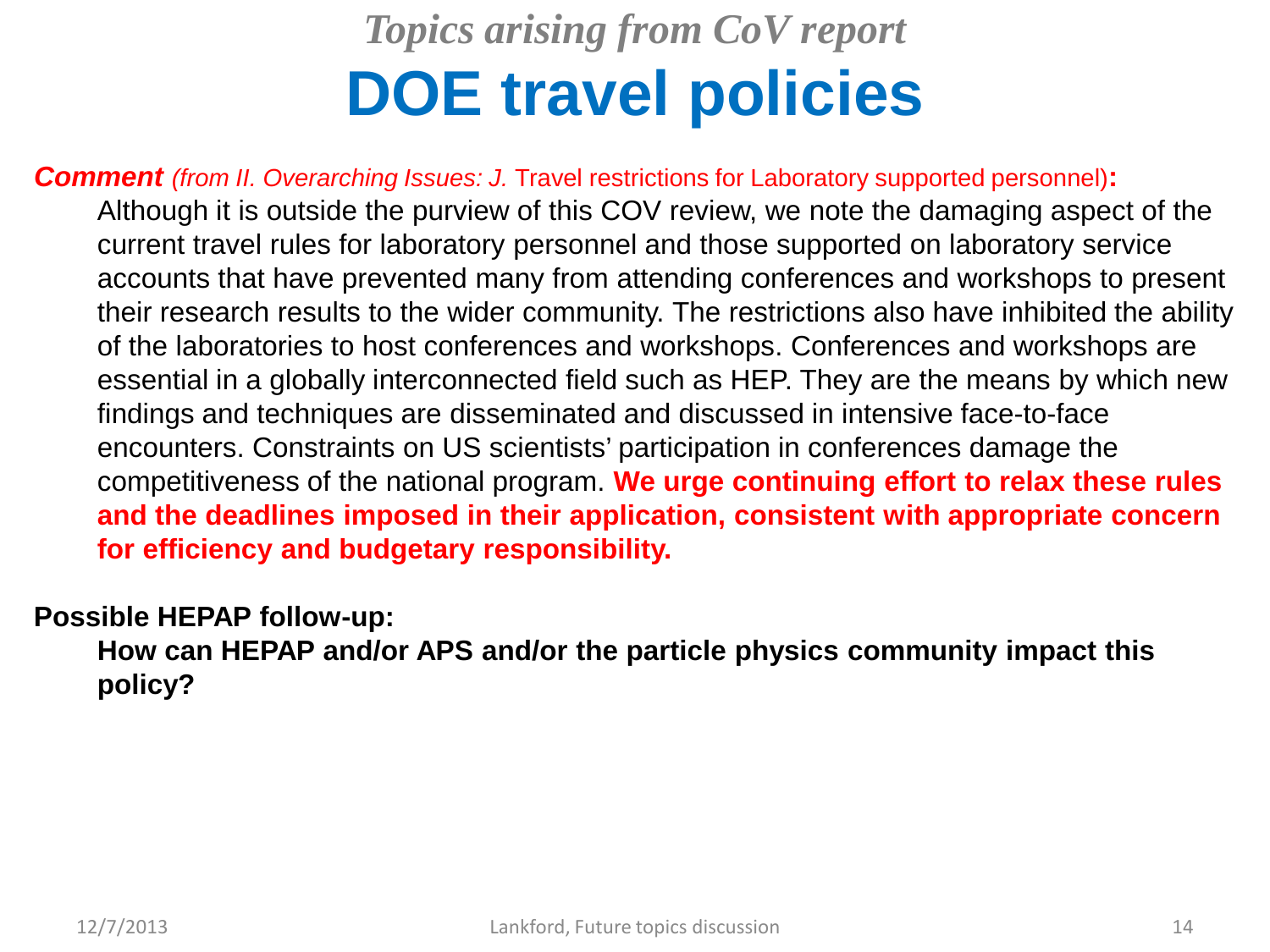*Topics arising from CoV report*

# DOE travel policies

***Comment*** *(from II. Overarching Issues: J.* Travel restrictions for Laboratory supported personnel)**:**

Although it is outside the purview of this COV review, we note the damaging aspect of the current travel rules for laboratory personnel and those supported on laboratory service accounts that have prevented many from attending conferences and workshops to present their research results to the wider community. The restrictions also have inhibited the ability of the laboratories to host conferences and workshops. Conferences and workshops are essential in a globally interconnected field such as HEP. They are the means by which new findings and techniques are disseminated and discussed in intensive face-to-face encounters. Constraints on US scientists' participation in conferences damage the competitiveness of the national program. **We urge continuing effort to relax these rules and the deadlines imposed in their application, consistent with appropriate concern for efficiency and budgetary responsibility.**

**Possible HEPAP follow-up:**

**How can HEPAP and/or APS and/or the particle physics community impact this policy?**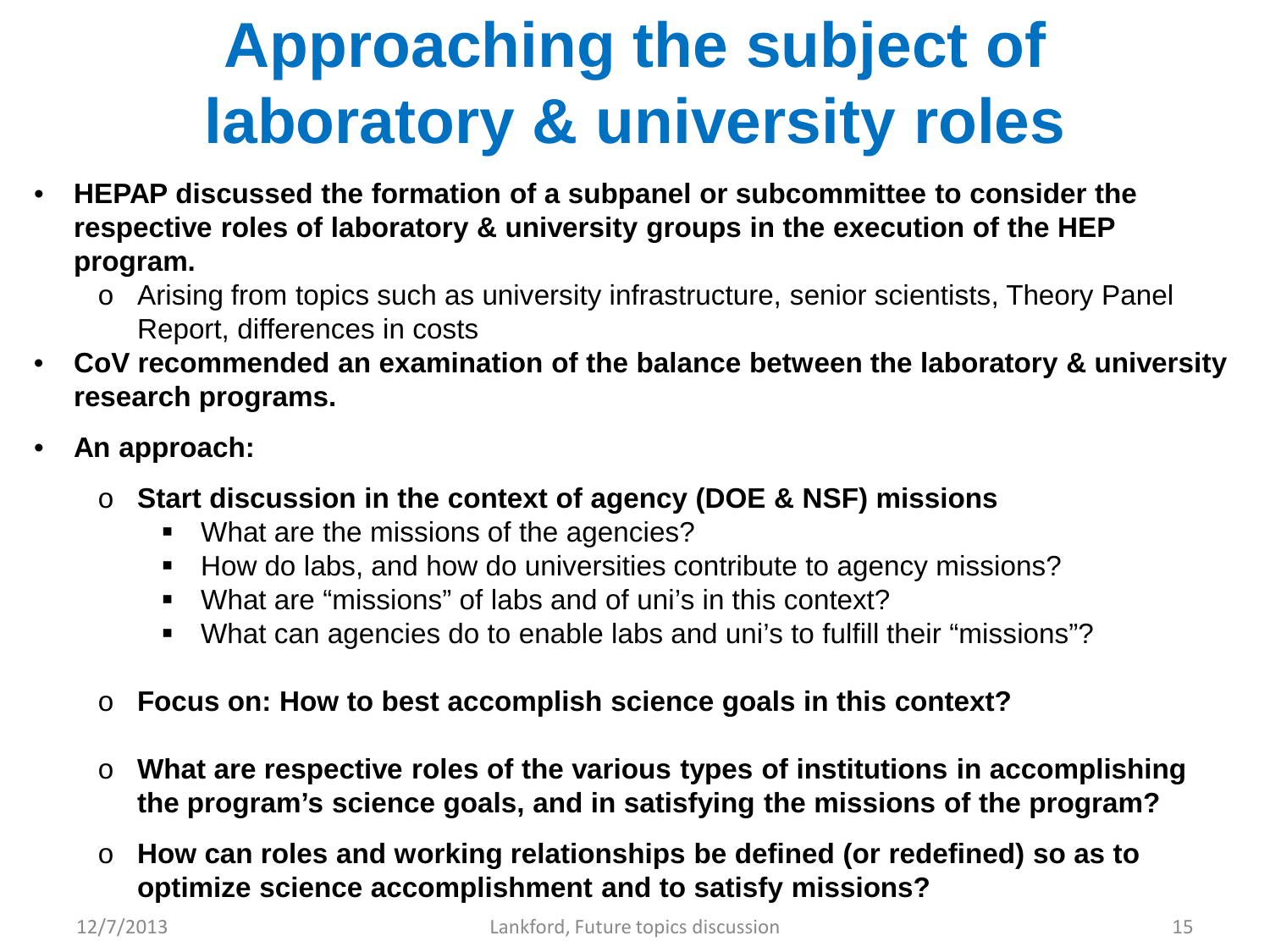# Approaching the subject of laboratory & university roles

- **HEPAP discussed the formation of a subpanel or subcommittee to consider the respective roles of laboratory & university groups in the execution of the HEP program.**
  - Arising from topics such as university infrastructure, senior scientists, Theory Panel Report, differences in costs
- **CoV recommended an examination of the balance between the laboratory & university research programs.**
- **An approach:**
  - **Start discussion in the context of agency (DOE & NSF) missions**
    - What are the missions of the agencies?
    - How do labs, and how do universities contribute to agency missions?
    - What are "missions" of labs and of uni's in this context?
    - What can agencies do to enable labs and uni's to fulfill their "missions"?
  - **Focus on: How to best accomplish science goals in this context?**
  - **What are respective roles of the various types of institutions in accomplishing the program's science goals, and in satisfying the missions of the program?**
  - **How can roles and working relationships be defined (or redefined) so as to optimize science accomplishment and to satisfy missions?**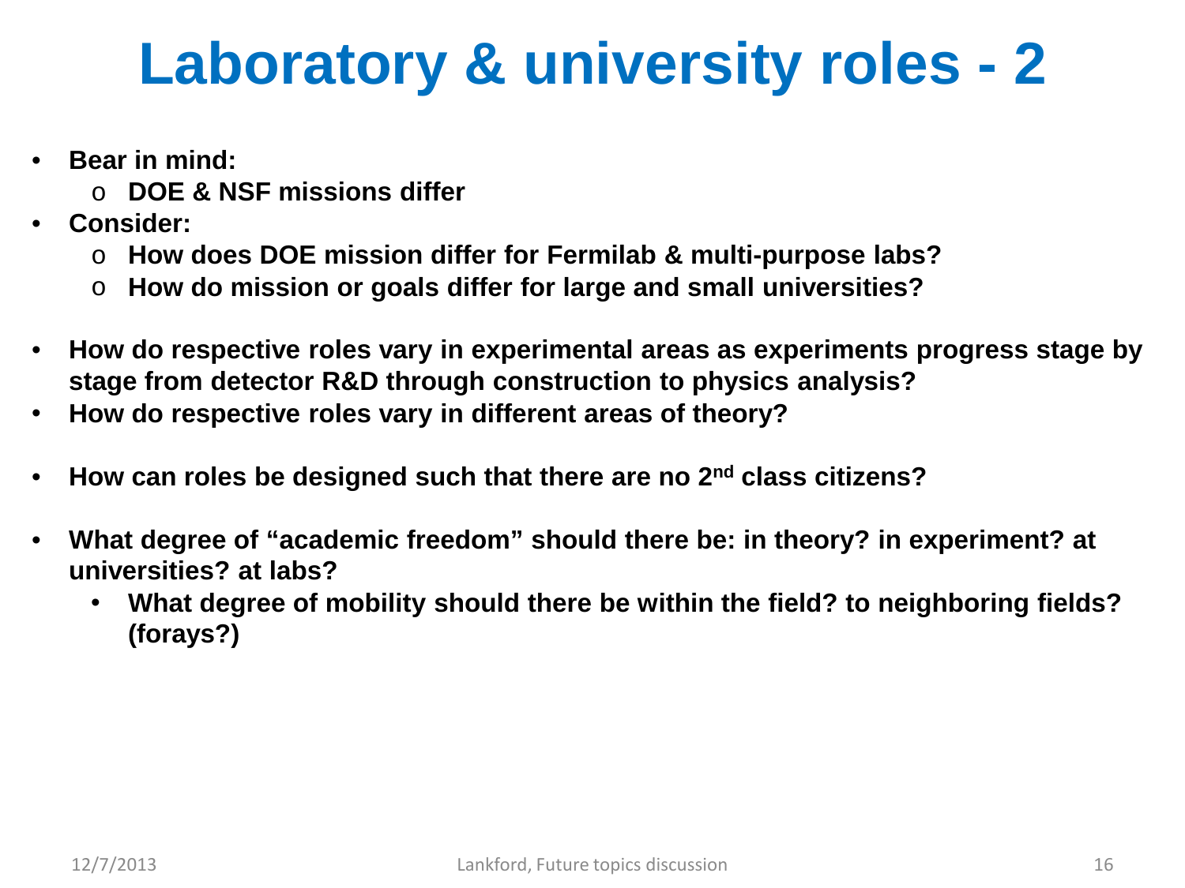# Laboratory & university roles - 2

- **Bear in mind:**
  - **DOE & NSF missions differ**
- **Consider:**
  - **How does DOE mission differ for Fermilab & multi-purpose labs?**
  - **How do mission or goals differ for large and small universities?**

- **How do respective roles vary in experimental areas as experiments progress stage by stage from detector R&D through construction to physics analysis?**
- **How do respective roles vary in different areas of theory?**

- **How can roles be designed such that there are no 2nd class citizens?**

- **What degree of “academic freedom” should there be: in theory? in experiment? at universities? at labs?**
  - **What degree of mobility should there be within the field? to neighboring fields? (forays?)**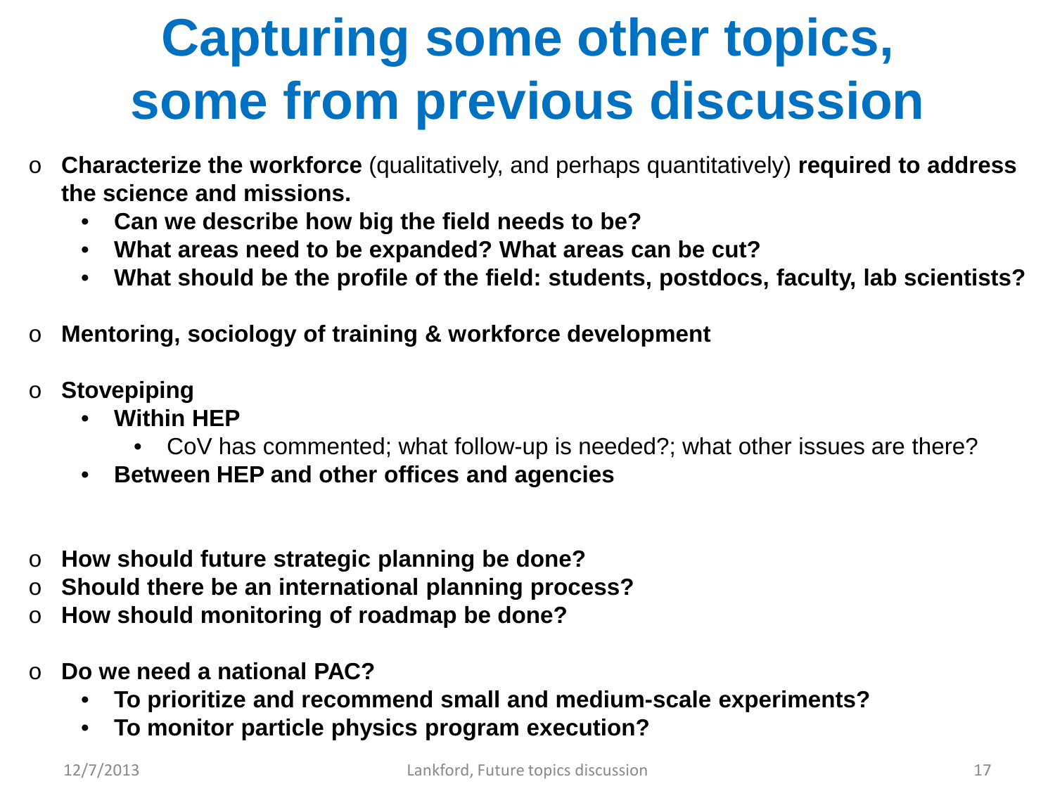# Capturing some other topics, some from previous discussion

- **Characterize the workforce** (qualitatively, and perhaps quantitatively) **required to address the science and missions.**
  - **Can we describe how big the field needs to be?**
  - **What areas need to be expanded? What areas can be cut?**
  - **What should be the profile of the field: students, postdocs, faculty, lab scientists?**

- **Mentoring, sociology of training & workforce development**

- **Stovepiping**
  - **Within HEP**
    - CoV has commented; what follow-up is needed?; what other issues are there?
  - **Between HEP and other offices and agencies**

- **How should future strategic planning be done?**
- **Should there be an international planning process?**
- **How should monitoring of roadmap be done?**

- **Do we need a national PAC?**
  - **To prioritize and recommend small and medium-scale experiments?**
  - **To monitor particle physics program execution?**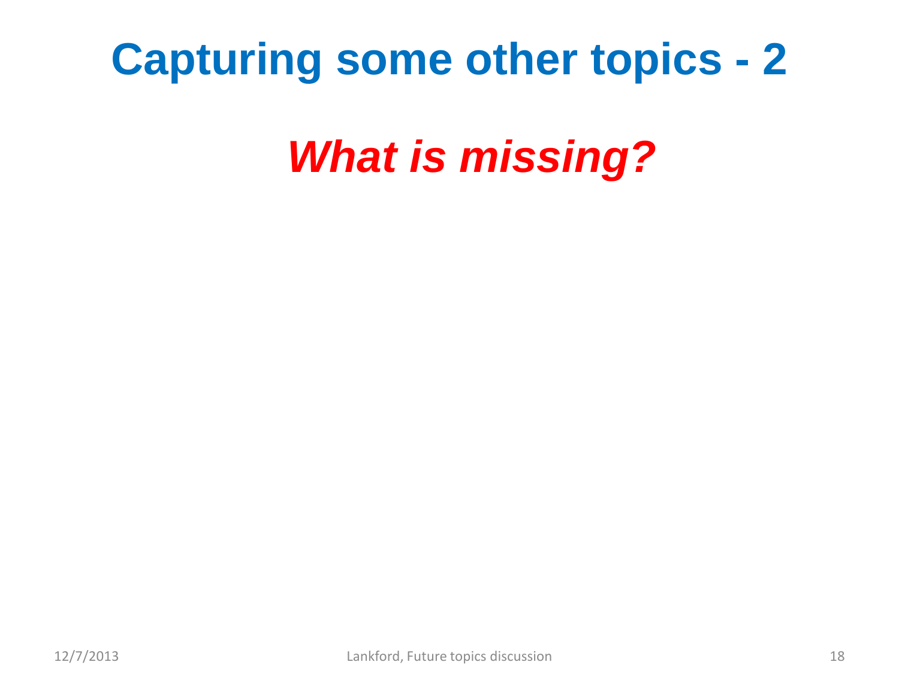# Capturing some other topics - 2

***What is missing?***